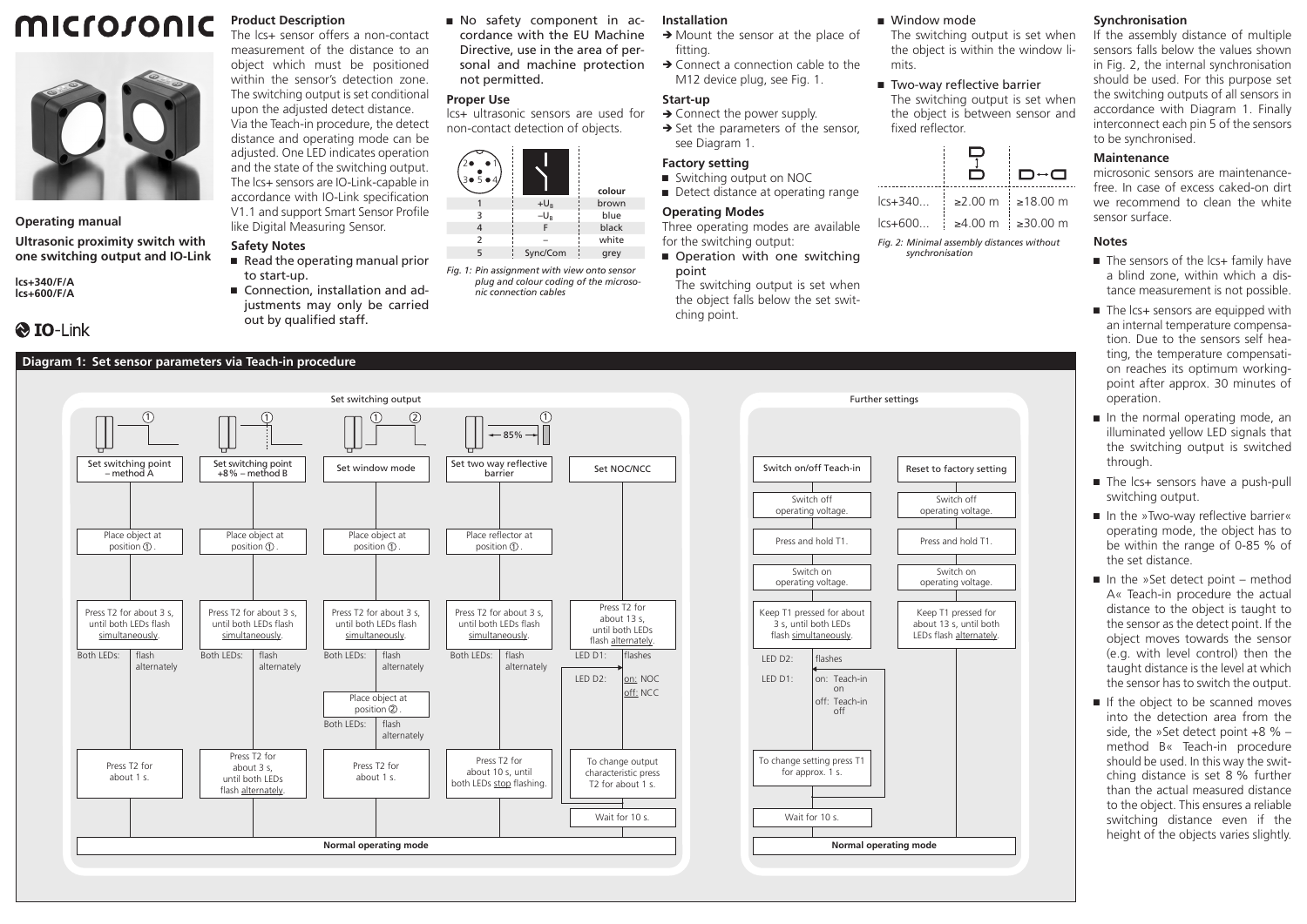# microsonic

**Operating manual**

**Ultrasonic proximity switch with one switching output and IO-Link**

**lcs+340/F/A**
**lcs+600/F/A**

IO-Link

## Product Description

The lcs+ sensor offers a non-contact measurement of the distance to an object which must be positioned within the sensor's detection zone. The switching output is set conditional upon the adjusted detect distance. Via the Teach-in procedure, the detect distance and operating mode can be adjusted. One LED indicates operation and the state of the switching output. The lcs+ sensors are IO-Link-capable in accordance with IO-Link specification V1.1 and support Smart Sensor Profile like Digital Measuring Sensor.

## Safety Notes

- Read the operating manual prior to start-up.
- Connection, installation and adjustments may only be carried out by qualified staff.
- No safety component in accordance with the EU Machine Directive, use in the area of personal and machine protection not permitted.

## Proper Use

lcs+ ultrasonic sensors are used for non-contact detection of objects.

| | | colour |
|---|---|---|
| 1 | $+U_B$ | brown |
| 3 | $-U_B$ | blue |
| 4 | F | black |
| 2 | – | white |
| 5 | Sync/Com | grey |

*Fig. 1: Pin assignment with view onto sensor plug and colour coding of the microsonic connection cables*

## Installation

→ Mount the sensor at the place of fitting.
→ Connect a connection cable to the M12 device plug, see Fig. 1.

## Start-up

→ Connect the power supply.
→ Set the parameters of the sensor, see Diagram 1.

## Factory setting

- Switching output on NOC
- Detect distance at operating range

## Operating Modes

Three operating modes are available for the switching output:

- Operation with one switching point
  The switching output is set when the object falls below the set switching point.
- Window mode
  The switching output is set when the object is within the window limits.
- Two-way reflective barrier
  The switching output is set when the object is between sensor and fixed reflector.

| | (side by side) | (facing) |
|---|---|---|
| lcs+340... | ≥2.00 m | ≥18.00 m |
| lcs+600... | ≥4.00 m | ≥30.00 m |

*Fig. 2: Minimal assembly distances without synchronisation*

## Synchronisation

If the assembly distance of multiple sensors falls below the values shown in Fig. 2, the internal synchronisation should be used. For this purpose set the switching outputs of all sensors in accordance with Diagram 1. Finally interconnect each pin 5 of the sensors to be synchronised.

## Maintenance

microsonic sensors are maintenance-free. In case of excess caked-on dirt we recommend to clean the white sensor surface.

## Notes

- The sensors of the lcs+ family have a blind zone, within which a distance measurement is not possible.
- The lcs+ sensors are equipped with an internal temperature compensation. Due to the sensors self heating, the temperature compensation reaches its optimum working-point after approx. 30 minutes of operation.
- In the normal operating mode, an illuminated yellow LED signals that the switching output is switched through.
- The lcs+ sensors have a push-pull switching output.
- In the »Two-way reflective barrier« operating mode, the object has to be within the range of 0-85 % of the set distance.
- In the »Set detect point – method A« Teach-in procedure the actual distance to the object is taught to the sensor as the detect point. If the object moves towards the sensor (e.g. with level control) then the taught distance is the level at which the sensor has to switch the output.
- If the object to be scanned moves into the detection area from the side, the »Set detect point +8 % – method B« Teach-in procedure should be used. In this way the switching distance is set 8 % further than the actual measured distance to the object. This ensures a reliable switching distance even if the height of the objects varies slightly.

## Diagram 1: Set sensor parameters via Teach-in procedure

### Set switching output

**Set switching point – method A**
1. Place object at position ①.
2. Press T2 for about 3 s, until both LEDs flash simultaneously.
3. Both LEDs: flash alternately
4. Press T2 for about 1 s.
5. Normal operating mode

**Set switching point +8% – method B**
1. Place object at position ①.
2. Press T2 for about 3 s, until both LEDs flash simultaneously.
3. Both LEDs: flash alternately
4. Press T2 for about 3 s, until both LEDs flash alternately.
5. Normal operating mode

**Set window mode**
1. Place object at position ①.
2. Press T2 for about 3 s, until both LEDs flash simultaneously.
3. Both LEDs: flash alternately
4. Place object at position ②.
5. Both LEDs: flash alternately
6. Press T2 for about 1 s.
7. Normal operating mode

**Set two way reflective barrier** (object ← 85% → reflector)
1. Place reflector at position ①.
2. Press T2 for about 3 s, until both LEDs flash simultaneously.
3. Both LEDs: flash alternately
4. Press T2 for about 10 s, until both LEDs stop flashing.
5. Normal operating mode

**Set NOC/NCC**
1. Press T2 for about 13 s, until both LEDs flash alternately.
2. LED D1: flashes
3. LED D2: on: NOC / off: NCC
4. To change output characteristic press T2 for about 1 s.
5. Wait for 10 s.
6. Normal operating mode

### Further settings

**Switch on/off Teach-in**
1. Switch off operating voltage.
2. Press and hold T1.
3. Switch on operating voltage.
4. Keep T1 pressed for about 3 s, until both LEDs flash simultaneously.
5. LED D2: flashes
6. LED D1: on: Teach-in on / off: Teach-in off
7. To change setting press T1 for approx. 1 s.
8. Wait for 10 s.
9. Normal operating mode

**Reset to factory setting**
1. Switch off operating voltage.
2. Press and hold T1.
3. Switch on operating voltage.
4. Keep T1 pressed for about 13 s, until both LEDs flash alternately.
5. Normal operating mode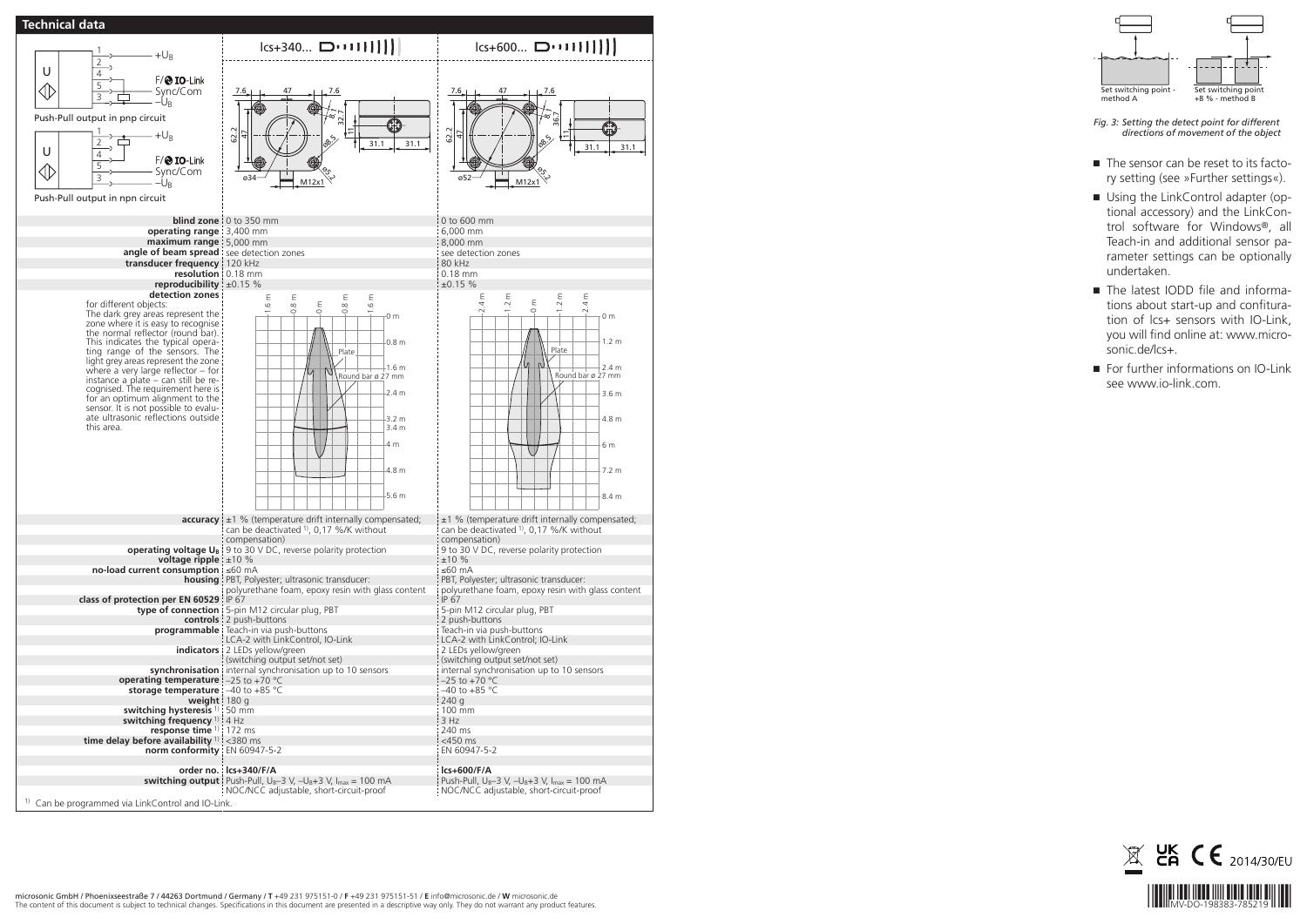## Technical data

1 +$U_B$
2
4 F/IO-Link
5 Sync/Com
3 $-U_B$

Push-Pull output in pnp circuit

1 +$U_B$
2
4 F/IO-Link
5 Sync/Com
3 $-U_B$

Push-Pull output in npn circuit

| | lcs+340... | lcs+600... |
|---|---|---|
| | 7.6 47 7.6 62.2 47 32.1 8.1 11 31.1 31.1 ø8.5 ø5.2 ø34 M12x1 | 7.6 47 7.6 62.2 47 36.7 8.1 11 31.1 31.1 ø8.5 ø5.2 ø52 M12x1 |
| **blind zone** | 0 to 350 mm | 0 to 600 mm |
| **operating range** | 3,400 mm | 6,000 mm |
| **maximum range** | 5,000 mm | 8,000 mm |
| **angle of beam spread** | see detection zones | see detection zones |
| **transducer frequency** | 120 kHz | 80 kHz |
| **resolution** | 0.18 mm | 0.18 mm |
| **reproducibility** | ±0.15 % | ±0.15 % |
| **detection zones** for different objects: The dark grey areas represent the zone where it is easy to recognise the normal reflector (round bar). This indicates the typical operating range of the sensors. The light grey areas represent the zone where a very large reflector – for instance a plate – can still be recognised. The requirement here is for an optimum alignment to the sensor. It is not possible to evaluate ultrasonic reflections outside this area. | 1.6 m 0.8 m 0 m 0.8 m 1.6 m; 0 m 0.8 m 1.6 m 2.4 m 3.2 m 3.4 m 4 m 4.8 m 5.6 m; Plate; Round bar ø 27 mm | 2.4 m 1.2 m 0 m 1.2 m 2.4 m; 0 m 1.2 m 2.4 m 3.6 m 4.8 m 6 m 7.2 m 8.4 m; Plate; Round bar ø 27 mm |
| **accuracy** | ±1 % (temperature drift internally compensated; can be deactivated [1]), 0,17 %/K without compensation) | ±1 % (temperature drift internally compensated; can be deactivated [1]), 0,17 %/K without compensation) |
| **operating voltage $U_B$** | 9 to 30 V DC, reverse polarity protection | 9 to 30 V DC, reverse polarity protection |
| **voltage ripple** | ±10 % | ±10 % |
| **no-load current consumption** | ≤60 mA | ≤60 mA |
| **housing** | PBT, Polyester; ultrasonic transducer: polyurethane foam, epoxy resin with glass content | PBT, Polyester; ultrasonic transducer: polyurethane foam, epoxy resin with glass content |
| **class of protection per EN 60529** | IP 67 | IP 67 |
| **type of connection** | 5-pin M12 circular plug, PBT | 5-pin M12 circular plug, PBT |
| **controls** | 2 push-buttons | 2 push-buttons |
| **programmable** | Teach-in via push-buttons LCA-2 with LinkControl, IO-Link | Teach-in via push-buttons LCA-2 with LinkControl; IO-Link |
| **indicators** | 2 LEDs yellow/green (switching output set/not set) | 2 LEDs yellow/green (switching output set/not set) |
| **synchronisation** | internal synchronisation up to 10 sensors | internal synchronisation up to 10 sensors |
| **operating temperature** | –25 to +70 °C | –25 to +70 °C |
| **storage temperature** | –40 to +85 °C | –40 to +85 °C |
| **weight** | 180 g | 240 g |
| **switching hysteresis** [1] | 50 mm | 100 mm |
| **switching frequency** [1] | 4 Hz | 3 Hz |
| **response time** [1] | 172 ms | 240 ms |
| **time delay before availability** [1] | <380 ms | <450 ms |
| **norm conformity** | EN 60947-5-2 | EN 60947-5-2 |
| **order no.** | **lcs+340/F/A** | **lcs+600/F/A** |
| **switching output** | Push-Pull, $U_B$–3 V, $-U_B$+3 V, $I_{max}$ = 100 mA NOC/NCC adjustable, short-circuit-proof | Push-Pull, $U_B$–3 V, $-U_B$+3 V, $I_{max}$ = 100 mA NOC/NCC adjustable, short-circuit-proof |

[1] Can be programmed via LinkControl and IO-Link.

Set switching point - method A

Set switching point +8 % - method B

*Fig. 3: Setting the detect point for different directions of movement of the object*

- The sensor can be reset to its factory setting (see »Further settings«).
- Using the LinkControl adapter (optional accessory) and the LinkControl software for Windows®, all Teach-in and additional sensor parameter settings can be optionally undertaken.
- The latest IODD file and informations about start-up and confituration of lcs+ sensors with IO-Link, you will find online at: www.microsonic.de/lcs+.
- For further informations on IO-Link see www.io-link.com.

UK CA CE 2014/30/EU

MV-DO-198383-785219

microsonic GmbH / Phoenixseestraße 7 / 44263 Dortmund / Germany / **T** +49 231 975151-0 / **F** +49 231 975151-51 / **E** info@microsonic.de / **W** microsonic.de
The content of this document is subject to technical changes. Specifications in this document are presented in a descriptive way only. They do not warrant any product features.